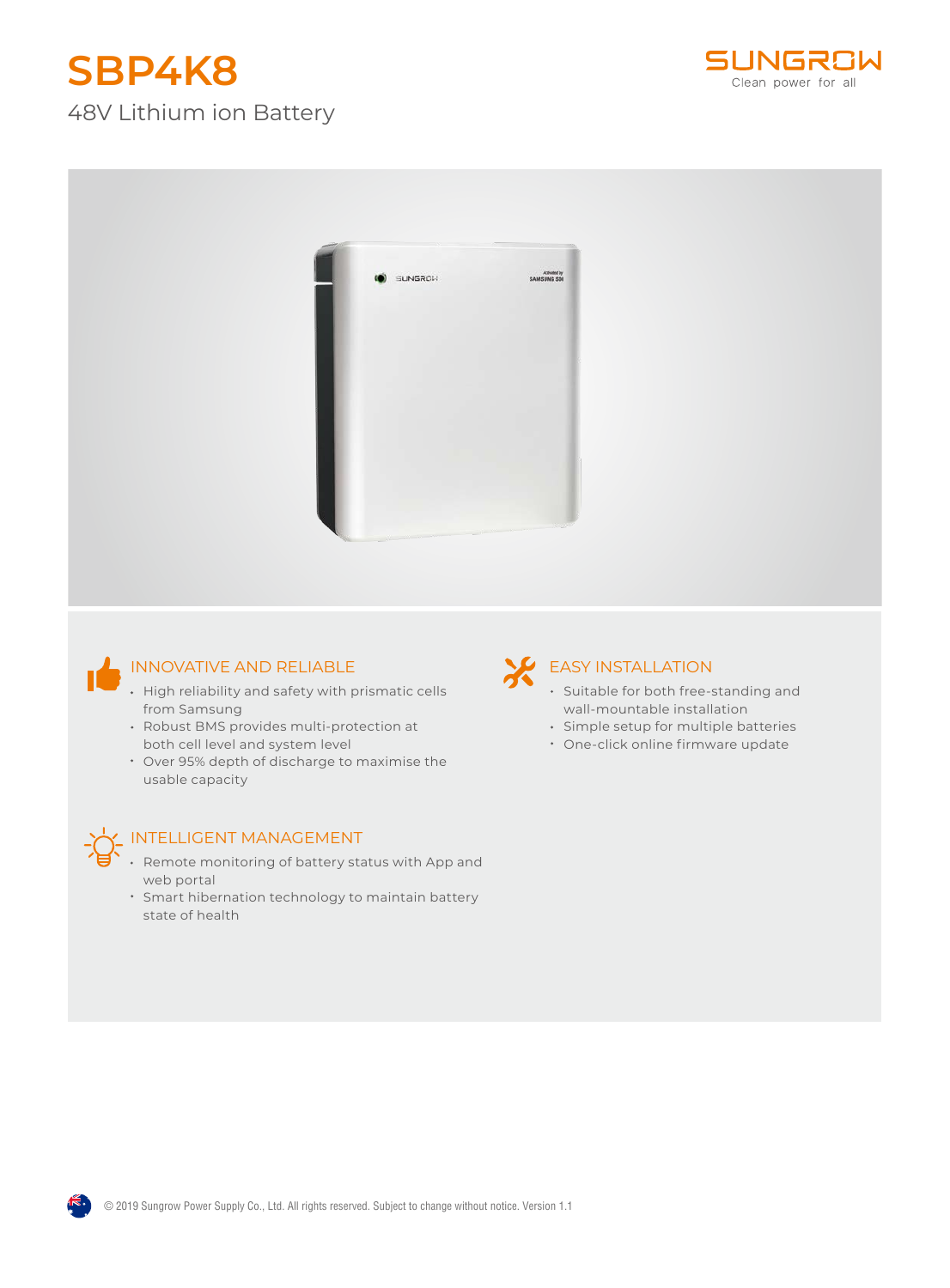# SBP4K8

48V Lithium ion Battery

SUNGROW
Clean power for all

## INNOVATIVE AND RELIABLE

- High reliability and safety with prismatic cells from Samsung
- Robust BMS provides multi-protection at both cell level and system level
- Over 95% depth of discharge to maximise the usable capacity

## EASY INSTALLATION

- Suitable for both free-standing and wall-mountable installation
- Simple setup for multiple batteries
- One-click online firmware update

## INTELLIGENT MANAGEMENT

- Remote monitoring of battery status with App and web portal
- Smart hibernation technology to maintain battery state of health

© 2019 Sungrow Power Supply Co., Ltd. All rights reserved. Subject to change without notice. Version 1.1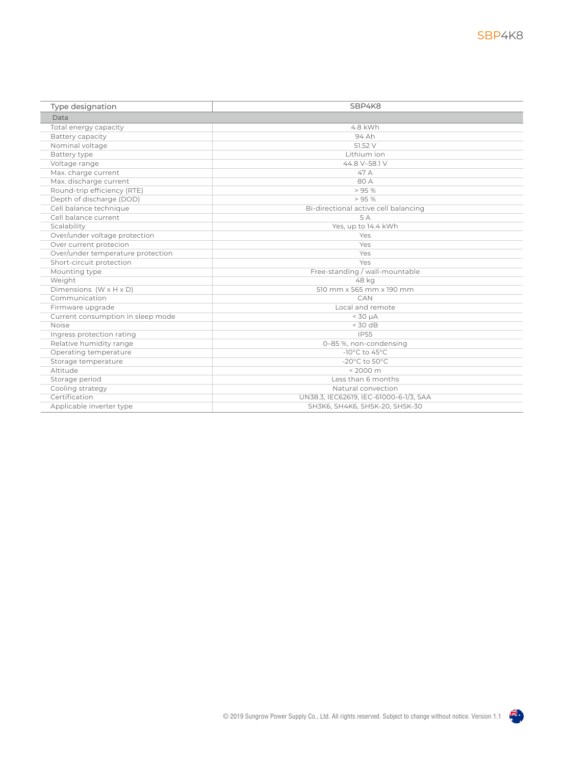# SBP4K8

| Type designation | SBP4K8 |
|---|---|
| **Data** | |
| Total energy capacity | 4.8 kWh |
| Battery capacity | 94 Ah |
| Nominal voltage | 51.52 V |
| Battery type | Lithium ion |
| Voltage range | 44.8 V–58.1 V |
| Max. charge current | 47 A |
| Max. discharge current | 80 A |
| Round-trip efficiency (RTE) | > 95 % |
| Depth of discharge (DOD) | > 95 % |
| Cell balance technique | Bi-directional active cell balancing |
| Cell balance current | 5 A |
| Scalability | Yes, up to 14.4 kWh |
| Over/under voltage protection | Yes |
| Over current protecion | Yes |
| Over/under temperature protection | Yes |
| Short-circuit protection | Yes |
| Mounting type | Free-standing / wall-mountable |
| Weight | 48 kg |
| Dimensions (W x H x D) | 510 mm x 565 mm x 190 mm |
| Communication | CAN |
| Firmware upgrade | Local and remote |
| Current consumption in sleep mode | < 30 μA |
| Noise | < 30 dB |
| Ingress protection rating | IP55 |
| Relative humidity range | 0–85 %, non-condensing |
| Operating temperature | -10°C to 45°C |
| Storage temperature | -20°C to 50°C |
| Altitude | < 2000 m |
| Storage period | Less than 6 months |
| Cooling strategy | Natural convection |
| Certification | UN38.3, IEC62619, IEC-61000-6-1/3, SAA |
| Applicable inverter type | SH3K6, SH4K6, SH5K-20, SH5K-30 |

© 2019 Sungrow Power Supply Co., Ltd. All rights reserved. Subject to change without notice. Version 1.1